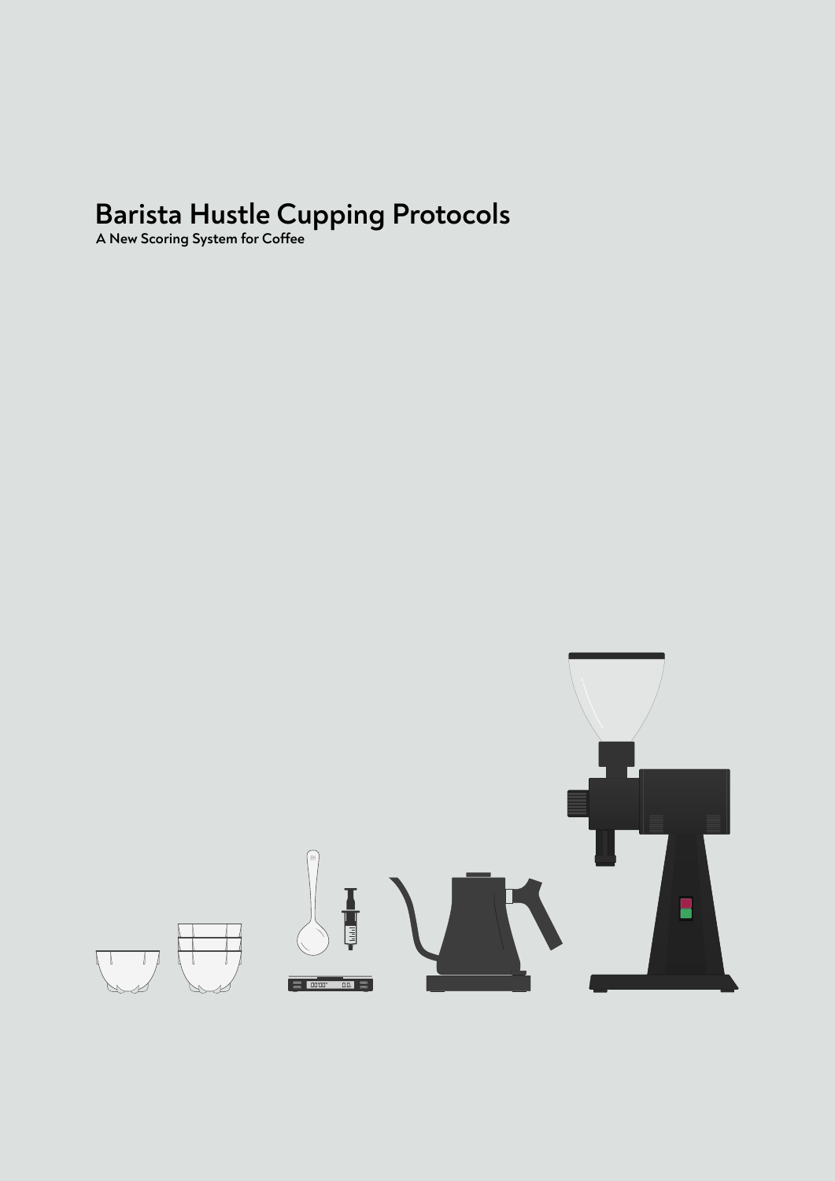# Barista Hustle Cupping Protocols

**A New Scoring System for Coffee**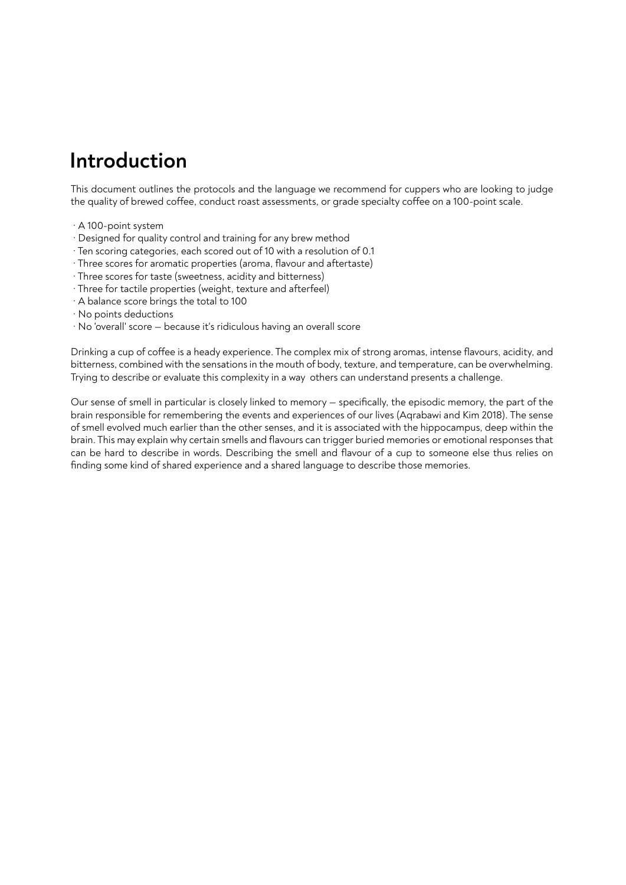# Introduction

This document outlines the protocols and the language we recommend for cuppers who are looking to judge the quality of brewed coffee, conduct roast assessments, or grade specialty coffee on a 100-point scale.

- A 100-point system
- Designed for quality control and training for any brew method
- Ten scoring categories, each scored out of 10 with a resolution of 0.1
- Three scores for aromatic properties (aroma, flavour and aftertaste)
- Three scores for taste (sweetness, acidity and bitterness)
- Three for tactile properties (weight, texture and afterfeel)
- A balance score brings the total to 100
- No points deductions
- No 'overall' score — because it's ridiculous having an overall score

Drinking a cup of coffee is a heady experience. The complex mix of strong aromas, intense flavours, acidity, and bitterness, combined with the sensations in the mouth of body, texture, and temperature, can be overwhelming. Trying to describe or evaluate this complexity in a way others can understand presents a challenge.

Our sense of smell in particular is closely linked to memory — specifically, the episodic memory, the part of the brain responsible for remembering the events and experiences of our lives (Aqrabawi and Kim 2018). The sense of smell evolved much earlier than the other senses, and it is associated with the hippocampus, deep within the brain. This may explain why certain smells and flavours can trigger buried memories or emotional responses that can be hard to describe in words. Describing the smell and flavour of a cup to someone else thus relies on finding some kind of shared experience and a shared language to describe those memories.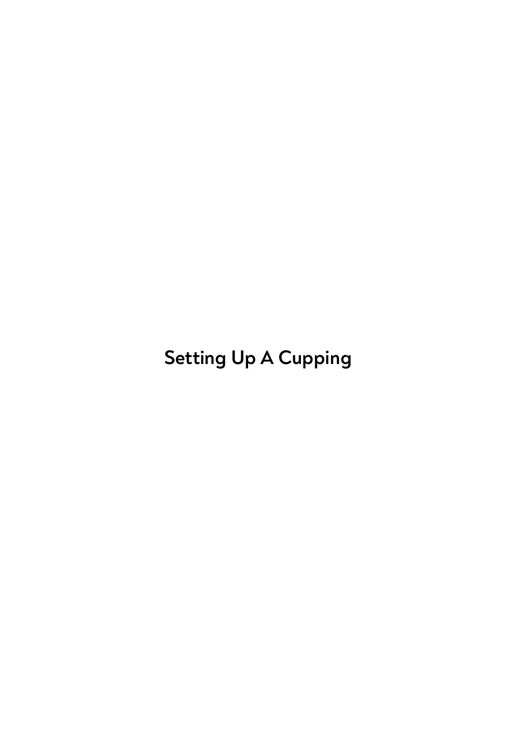# Setting Up A Cupping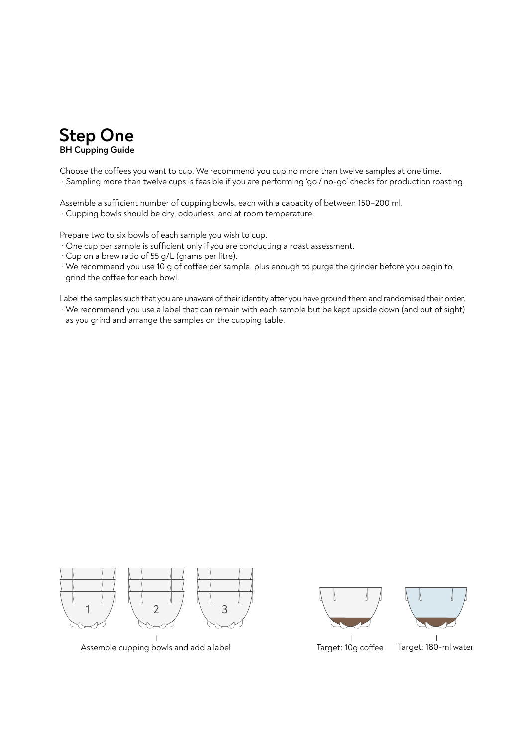# Step One

**BH Cupping Guide**

Choose the coffees you want to cup. We recommend you cup no more than twelve samples at one time.

· Sampling more than twelve cups is feasible if you are performing 'go / no-go' checks for production roasting.

Assemble a sufficient number of cupping bowls, each with a capacity of between 150–200 ml.

· Cupping bowls should be dry, odourless, and at room temperature.

Prepare two to six bowls of each sample you wish to cup.

· One cup per sample is sufficient only if you are conducting a roast assessment.
· Cup on a brew ratio of 55 g/L (grams per litre).
· We recommend you use 10 g of coffee per sample, plus enough to purge the grinder before you begin to grind the coffee for each bowl.

Label the samples such that you are unaware of their identity after you have ground them and randomised their order.

· We recommend you use a label that can remain with each sample but be kept upside down (and out of sight) as you grind and arrange the samples on the cupping table.

1 2 3

Assemble cupping bowls and add a label

Target: 10g coffee

Target: 180-ml water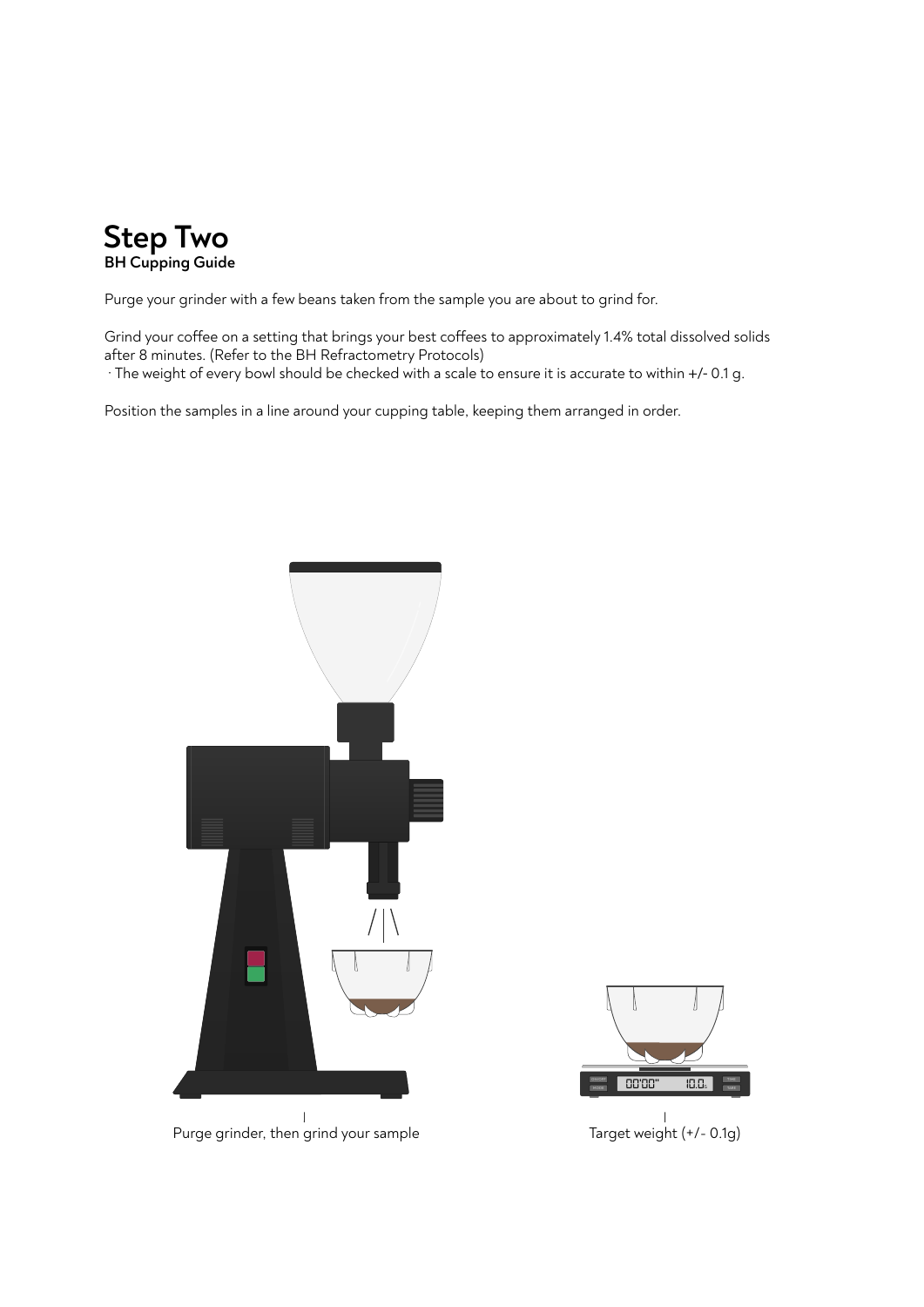# Step Two

**BH Cupping Guide**

Purge your grinder with a few beans taken from the sample you are about to grind for.

Grind your coffee on a setting that brings your best coffees to approximately 1.4% total dissolved solids after 8 minutes. (Refer to the BH Refractometry Protocols)

· The weight of every bowl should be checked with a scale to ensure it is accurate to within +/- 0.1 g.

Position the samples in a line around your cupping table, keeping them arranged in order.

Purge grinder, then grind your sample

Target weight (+/- 0.1g)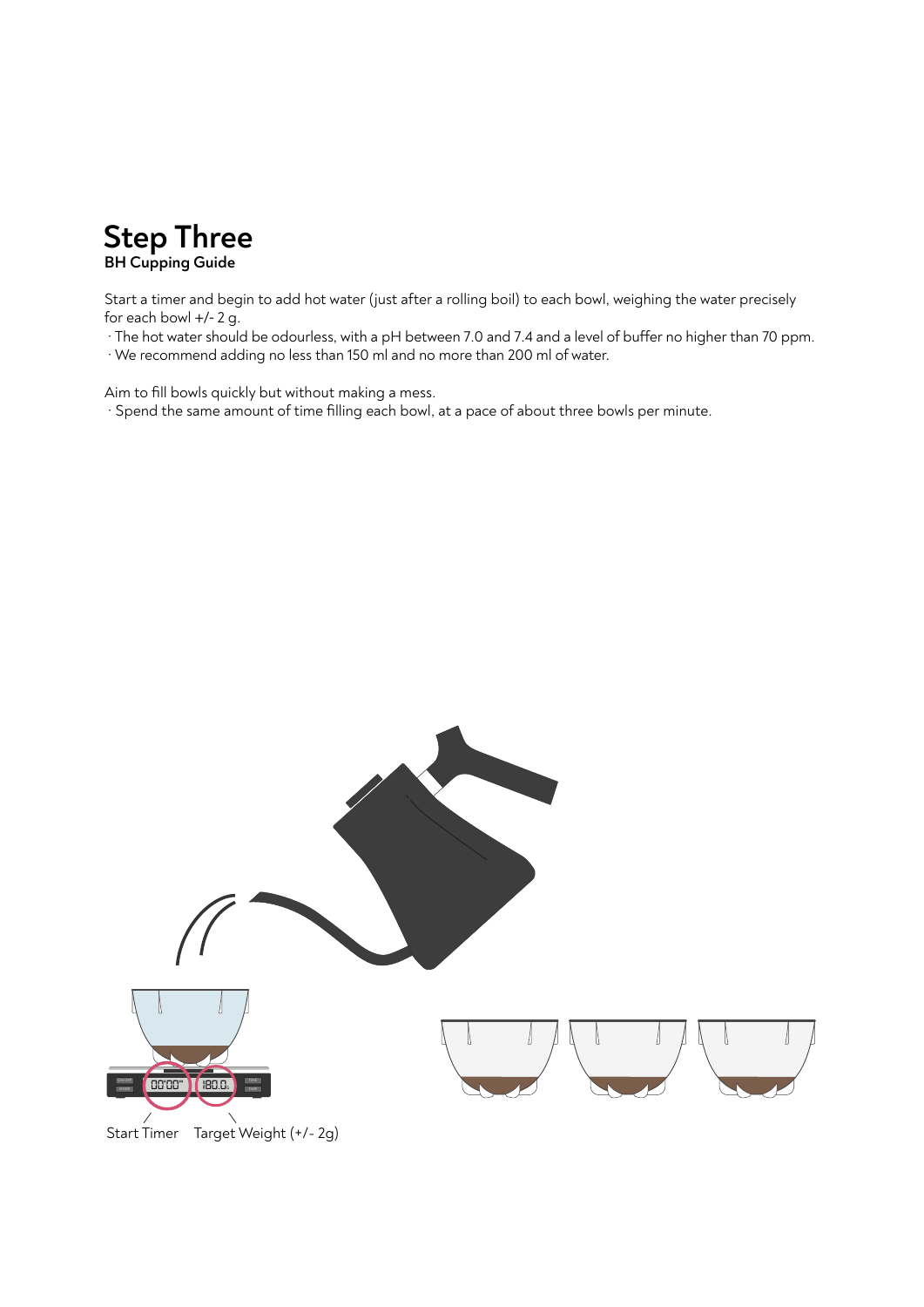# Step Three

**BH Cupping Guide**

Start a timer and begin to add hot water (just after a rolling boil) to each bowl, weighing the water precisely for each bowl +/- 2 g.

- The hot water should be odourless, with a pH between 7.0 and 7.4 and a level of buffer no higher than 70 ppm.
- We recommend adding no less than 150 ml and no more than 200 ml of water.

Aim to fill bowls quickly but without making a mess.

- Spend the same amount of time filling each bowl, at a pace of about three bowls per minute.

Start Timer    Target Weight (+/- 2g)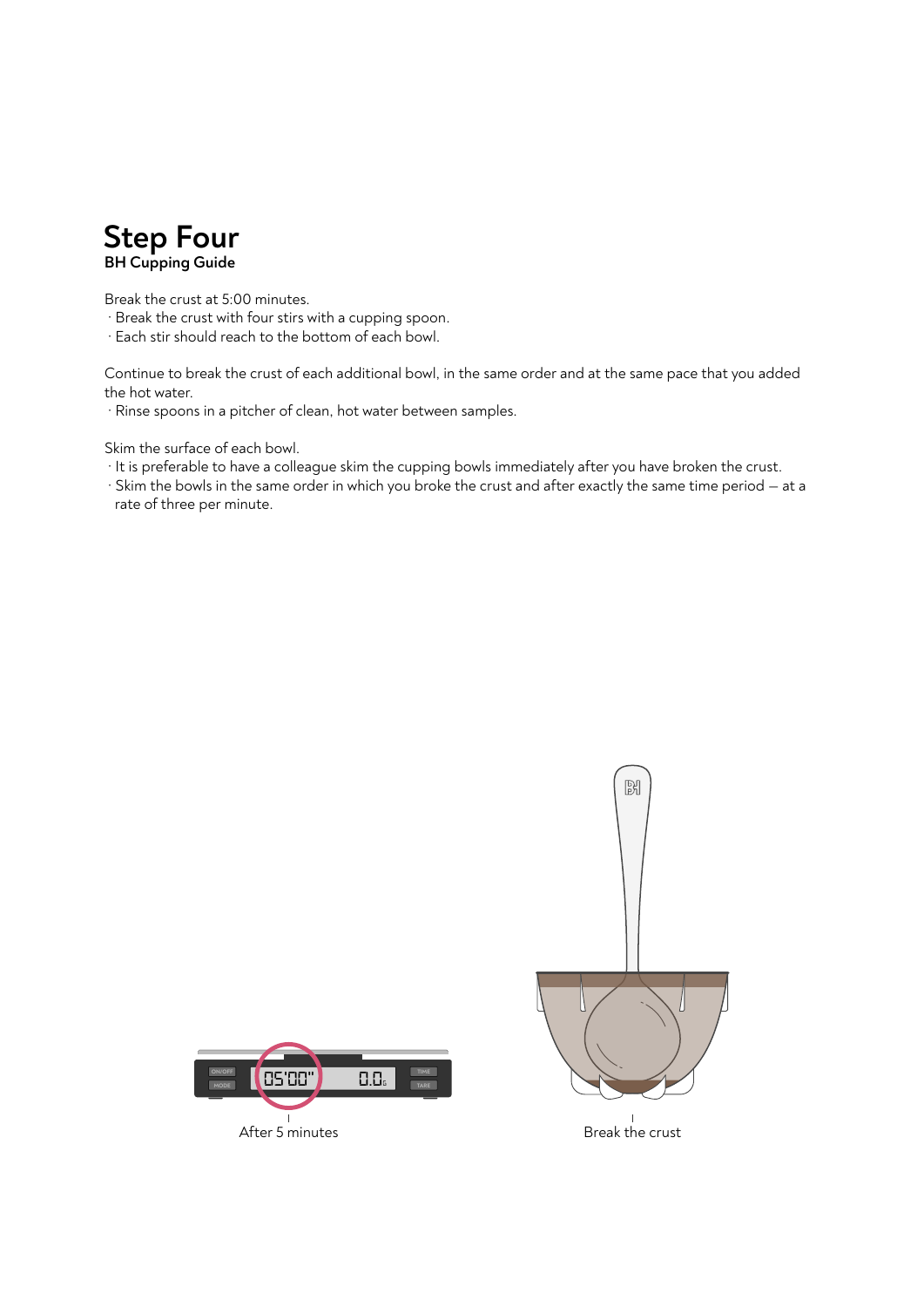# Step Four

**BH Cupping Guide**

Break the crust at 5:00 minutes.

- Break the crust with four stirs with a cupping spoon.
- Each stir should reach to the bottom of each bowl.

Continue to break the crust of each additional bowl, in the same order and at the same pace that you added the hot water.

- Rinse spoons in a pitcher of clean, hot water between samples.

Skim the surface of each bowl.

- It is preferable to have a colleague skim the cupping bowls immediately after you have broken the crust.
- Skim the bowls in the same order in which you broke the crust and after exactly the same time period — at a rate of three per minute.

After 5 minutes

Break the crust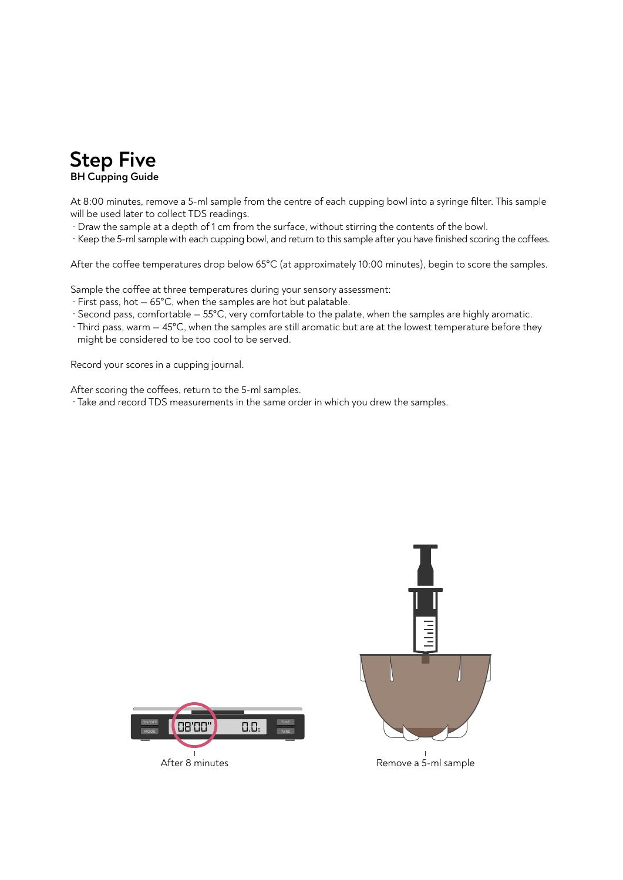# Step Five

**BH Cupping Guide**

At 8:00 minutes, remove a 5-ml sample from the centre of each cupping bowl into a syringe filter. This sample will be used later to collect TDS readings.

- Draw the sample at a depth of 1 cm from the surface, without stirring the contents of the bowl.
- Keep the 5-ml sample with each cupping bowl, and return to this sample after you have finished scoring the coffees.

After the coffee temperatures drop below 65°C (at approximately 10:00 minutes), begin to score the samples.

Sample the coffee at three temperatures during your sensory assessment:

- First pass, hot – 65°C, when the samples are hot but palatable.
- Second pass, comfortable – 55°C, very comfortable to the palate, when the samples are highly aromatic.
- Third pass, warm – 45°C, when the samples are still aromatic but are at the lowest temperature before they might be considered to be too cool to be served.

Record your scores in a cupping journal.

After scoring the coffees, return to the 5-ml samples.

- Take and record TDS measurements in the same order in which you drew the samples.

After 8 minutes

Remove a 5-ml sample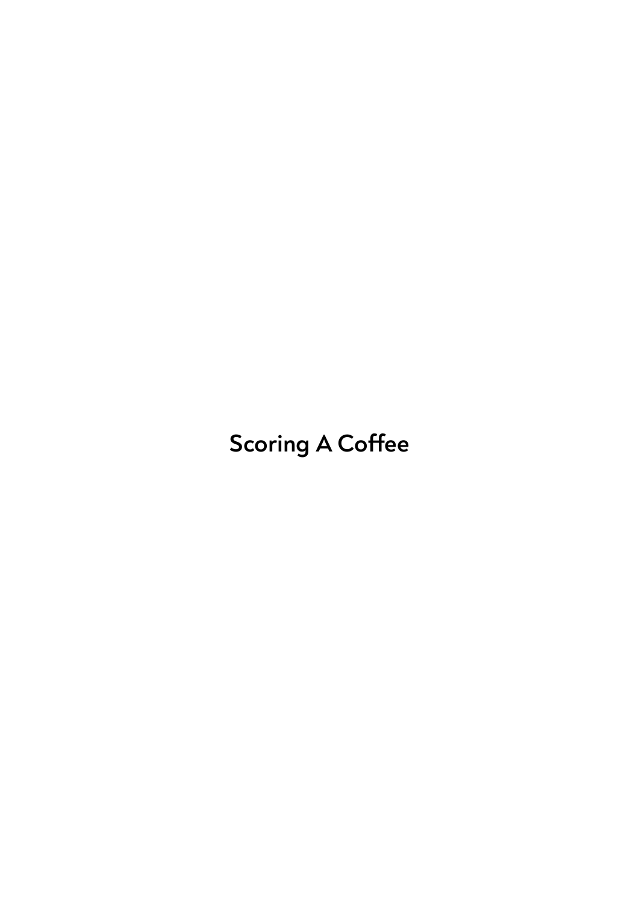# Scoring A Coffee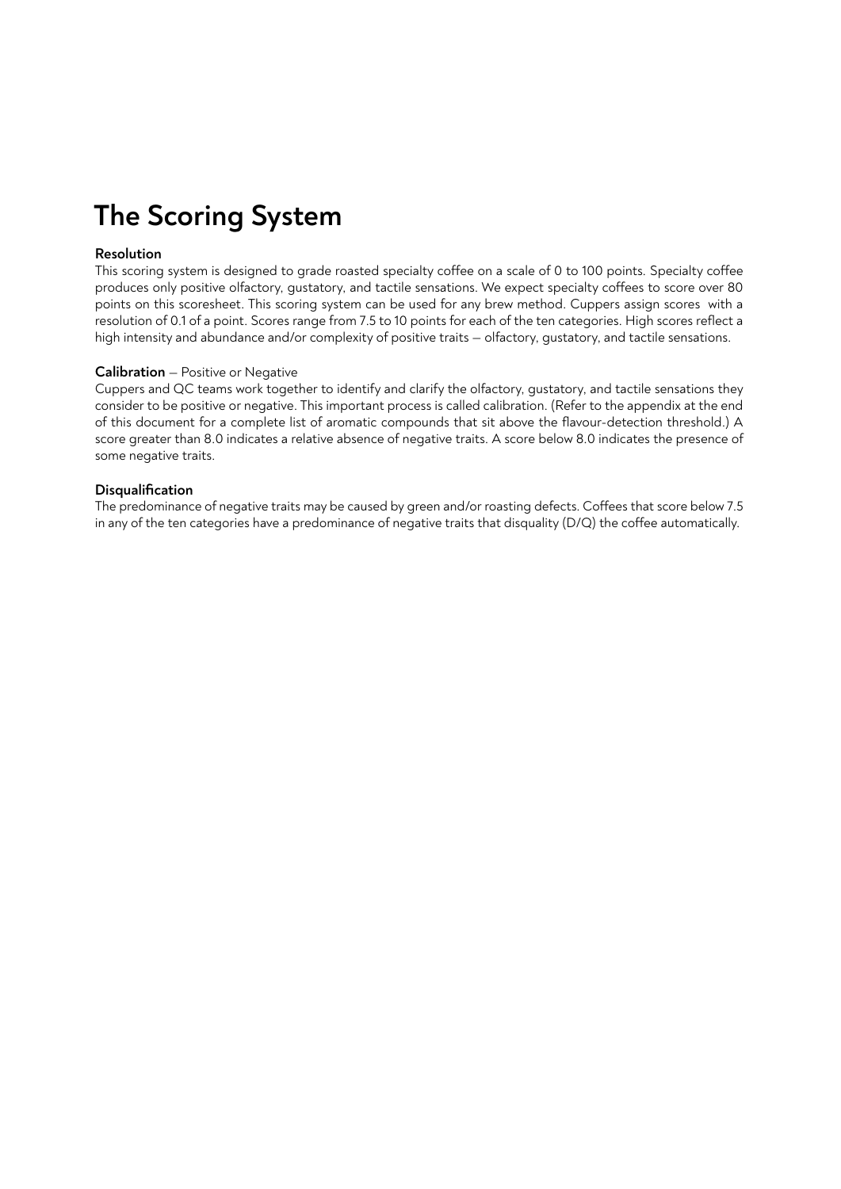# The Scoring System

**Resolution**

This scoring system is designed to grade roasted specialty coffee on a scale of 0 to 100 points. Specialty coffee produces only positive olfactory, gustatory, and tactile sensations. We expect specialty coffees to score over 80 points on this scoresheet. This scoring system can be used for any brew method. Cuppers assign scores with a resolution of 0.1 of a point. Scores range from 7.5 to 10 points for each of the ten categories. High scores reflect a high intensity and abundance and/or complexity of positive traits — olfactory, gustatory, and tactile sensations.

**Calibration** — Positive or Negative

Cuppers and QC teams work together to identify and clarify the olfactory, gustatory, and tactile sensations they consider to be positive or negative. This important process is called calibration. (Refer to the appendix at the end of this document for a complete list of aromatic compounds that sit above the flavour-detection threshold.) A score greater than 8.0 indicates a relative absence of negative traits. A score below 8.0 indicates the presence of some negative traits.

**Disqualification**

The predominance of negative traits may be caused by green and/or roasting defects. Coffees that score below 7.5 in any of the ten categories have a predominance of negative traits that disquality (D/Q) the coffee automatically.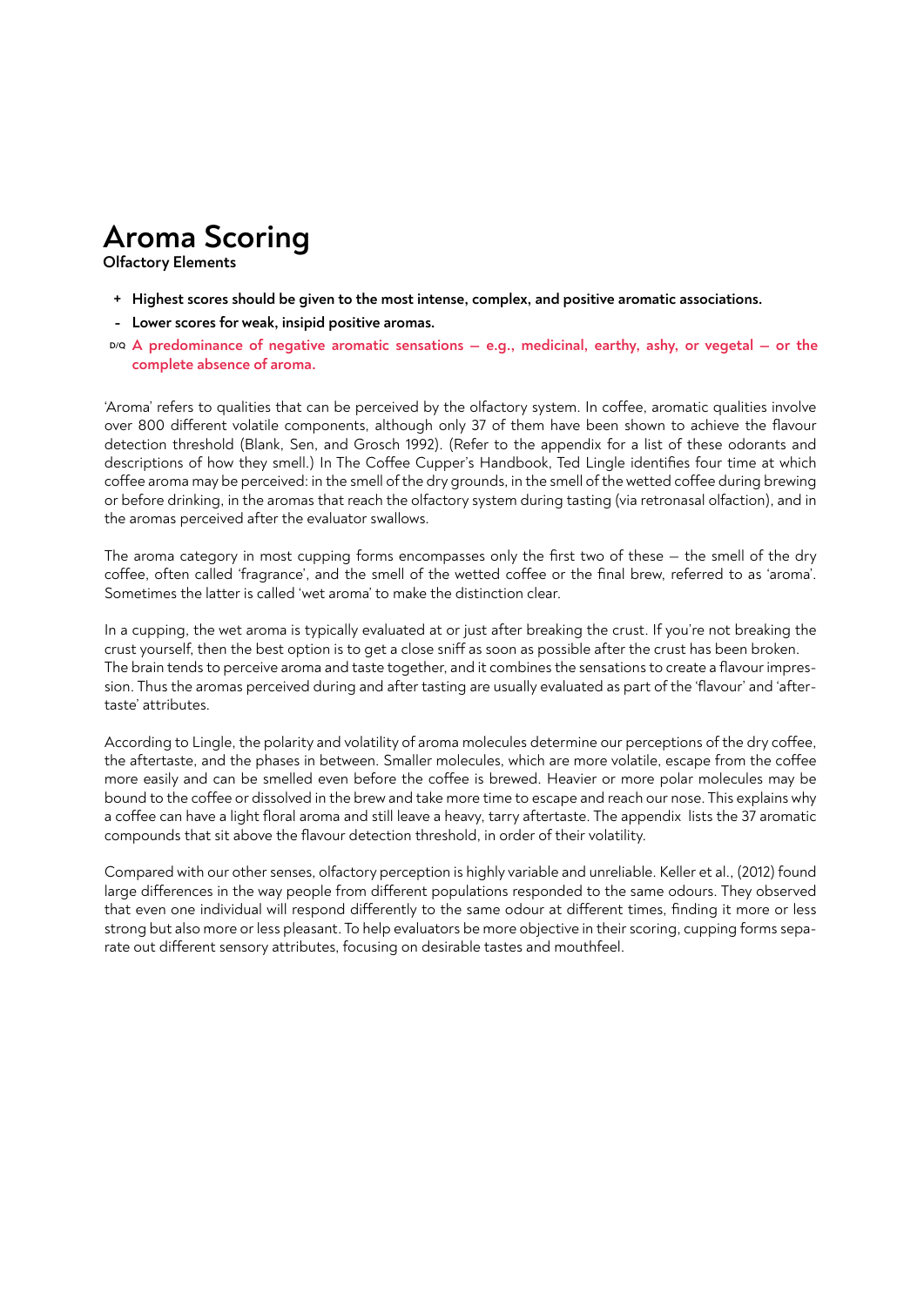# Aroma Scoring

**Olfactory Elements**

- **+ Highest scores should be given to the most intense, complex, and positive aromatic associations.**
- **- Lower scores for weak, insipid positive aromas.**
- D/Q **A predominance of negative aromatic sensations — e.g., medicinal, earthy, ashy, or vegetal — or the complete absence of aroma.**

'Aroma' refers to qualities that can be perceived by the olfactory system. In coffee, aromatic qualities involve over 800 different volatile components, although only 37 of them have been shown to achieve the flavour detection threshold (Blank, Sen, and Grosch 1992). (Refer to the appendix for a list of these odorants and descriptions of how they smell.) In The Coffee Cupper's Handbook, Ted Lingle identifies four time at which coffee aroma may be perceived: in the smell of the dry grounds, in the smell of the wetted coffee during brewing or before drinking, in the aromas that reach the olfactory system during tasting (via retronasal olfaction), and in the aromas perceived after the evaluator swallows.

The aroma category in most cupping forms encompasses only the first two of these — the smell of the dry coffee, often called 'fragrance', and the smell of the wetted coffee or the final brew, referred to as 'aroma'. Sometimes the latter is called 'wet aroma' to make the distinction clear.

In a cupping, the wet aroma is typically evaluated at or just after breaking the crust. If you're not breaking the crust yourself, then the best option is to get a close sniff as soon as possible after the crust has been broken. The brain tends to perceive aroma and taste together, and it combines the sensations to create a flavour impression. Thus the aromas perceived during and after tasting are usually evaluated as part of the 'flavour' and 'aftertaste' attributes.

According to Lingle, the polarity and volatility of aroma molecules determine our perceptions of the dry coffee, the aftertaste, and the phases in between. Smaller molecules, which are more volatile, escape from the coffee more easily and can be smelled even before the coffee is brewed. Heavier or more polar molecules may be bound to the coffee or dissolved in the brew and take more time to escape and reach our nose. This explains why a coffee can have a light floral aroma and still leave a heavy, tarry aftertaste. The appendix lists the 37 aromatic compounds that sit above the flavour detection threshold, in order of their volatility.

Compared with our other senses, olfactory perception is highly variable and unreliable. Keller et al., (2012) found large differences in the way people from different populations responded to the same odours. They observed that even one individual will respond differently to the same odour at different times, finding it more or less strong but also more or less pleasant. To help evaluators be more objective in their scoring, cupping forms separate out different sensory attributes, focusing on desirable tastes and mouthfeel.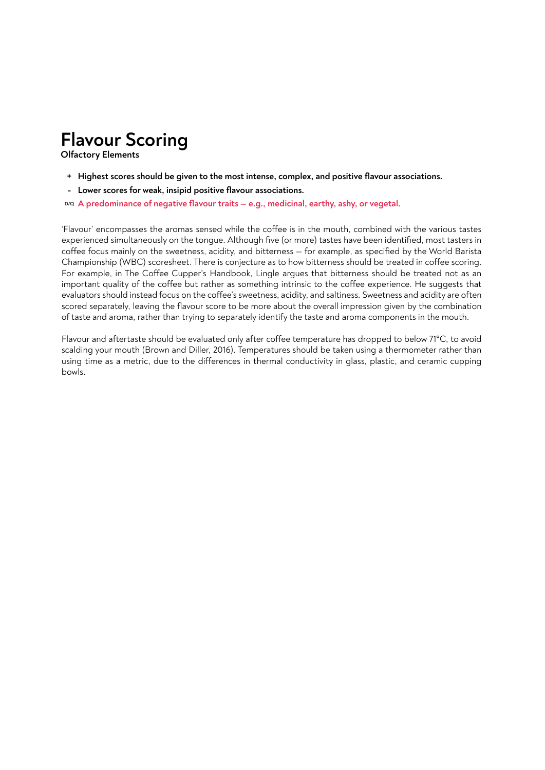# Flavour Scoring

**Olfactory Elements**

- **+ Highest scores should be given to the most intense, complex, and positive flavour associations.**
- **- Lower scores for weak, insipid positive flavour associations.**
- D/Q **A predominance of negative flavour traits — e.g., medicinal, earthy, ashy, or vegetal.**

'Flavour' encompasses the aromas sensed while the coffee is in the mouth, combined with the various tastes experienced simultaneously on the tongue. Although five (or more) tastes have been identified, most tasters in coffee focus mainly on the sweetness, acidity, and bitterness — for example, as specified by the World Barista Championship (WBC) scoresheet. There is conjecture as to how bitterness should be treated in coffee scoring. For example, in The Coffee Cupper's Handbook, Lingle argues that bitterness should be treated not as an important quality of the coffee but rather as something intrinsic to the coffee experience. He suggests that evaluators should instead focus on the coffee's sweetness, acidity, and saltiness. Sweetness and acidity are often scored separately, leaving the flavour score to be more about the overall impression given by the combination of taste and aroma, rather than trying to separately identify the taste and aroma components in the mouth.

Flavour and aftertaste should be evaluated only after coffee temperature has dropped to below 71°C, to avoid scalding your mouth (Brown and Diller, 2016). Temperatures should be taken using a thermometer rather than using time as a metric, due to the differences in thermal conductivity in glass, plastic, and ceramic cupping bowls.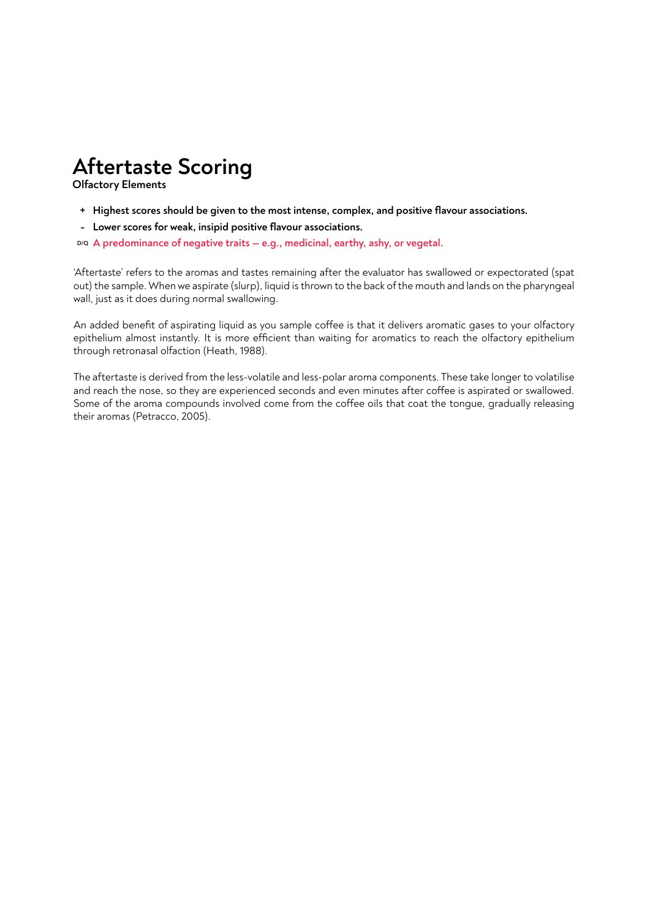# Aftertaste Scoring

**Olfactory Elements**

- **+ Highest scores should be given to the most intense, complex, and positive flavour associations.**
- **- Lower scores for weak, insipid positive flavour associations.**
- D/Q **A predominance of negative traits — e.g., medicinal, earthy, ashy, or vegetal.**

'Aftertaste' refers to the aromas and tastes remaining after the evaluator has swallowed or expectorated (spat out) the sample. When we aspirate (slurp), liquid is thrown to the back of the mouth and lands on the pharyngeal wall, just as it does during normal swallowing.

An added benefit of aspirating liquid as you sample coffee is that it delivers aromatic gases to your olfactory epithelium almost instantly. It is more efficient than waiting for aromatics to reach the olfactory epithelium through retronasal olfaction (Heath, 1988).

The aftertaste is derived from the less-volatile and less-polar aroma components. These take longer to volatilise and reach the nose, so they are experienced seconds and even minutes after coffee is aspirated or swallowed. Some of the aroma compounds involved come from the coffee oils that coat the tongue, gradually releasing their aromas (Petracco, 2005).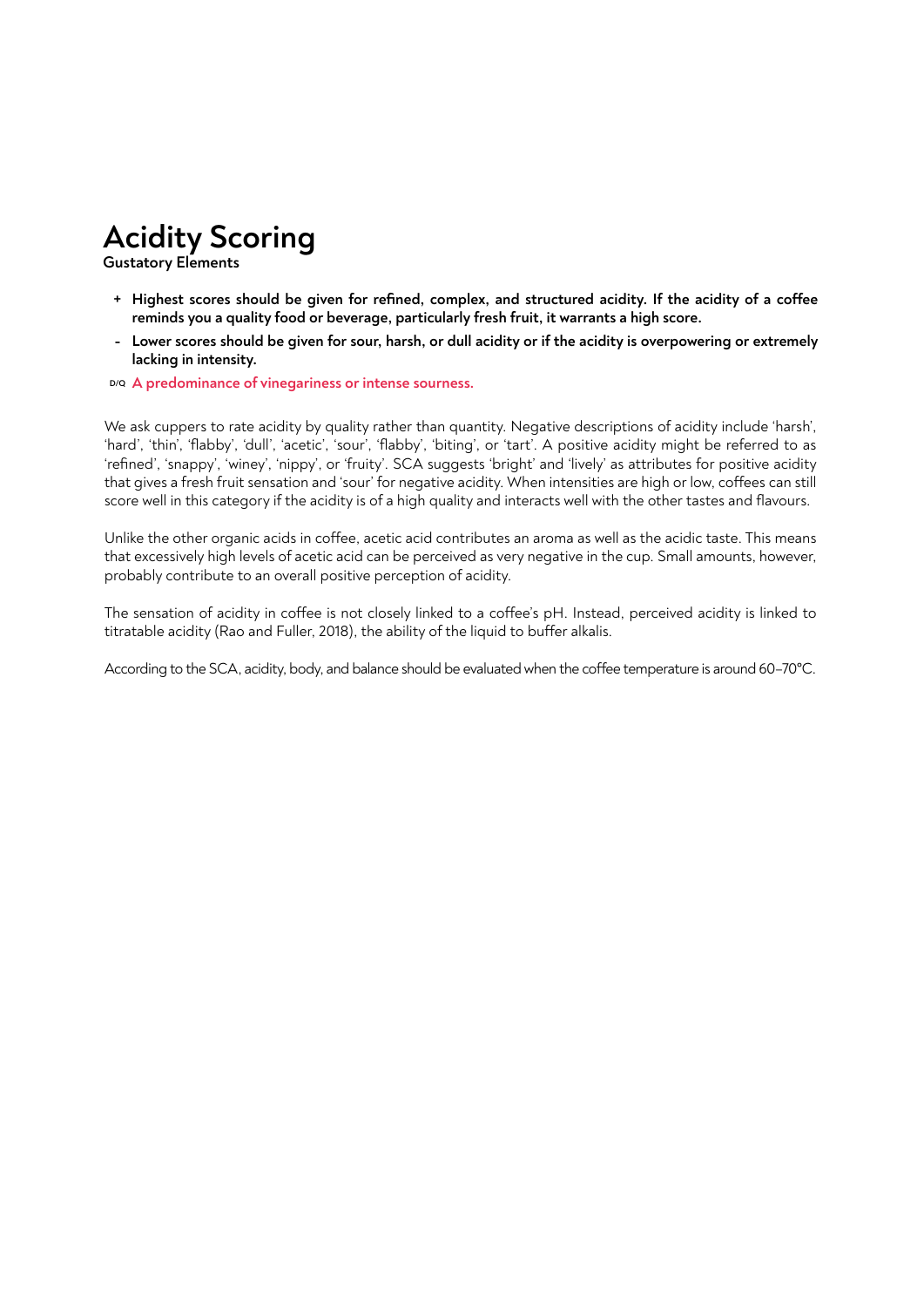# Acidity Scoring

**Gustatory Elements**

- **+** **Highest scores should be given for refined, complex, and structured acidity. If the acidity of a coffee reminds you a quality food or beverage, particularly fresh fruit, it warrants a high score.**
- **-** **Lower scores should be given for sour, harsh, or dull acidity or if the acidity is overpowering or extremely lacking in intensity.**
- D/Q **A predominance of vinegariness or intense sourness.**

We ask cuppers to rate acidity by quality rather than quantity. Negative descriptions of acidity include 'harsh', 'hard', 'thin', 'flabby', 'dull', 'acetic', 'sour', 'flabby', 'biting', or 'tart'. A positive acidity might be referred to as 'refined', 'snappy', 'winey', 'nippy', or 'fruity'. SCA suggests 'bright' and 'lively' as attributes for positive acidity that gives a fresh fruit sensation and 'sour' for negative acidity. When intensities are high or low, coffees can still score well in this category if the acidity is of a high quality and interacts well with the other tastes and flavours.

Unlike the other organic acids in coffee, acetic acid contributes an aroma as well as the acidic taste. This means that excessively high levels of acetic acid can be perceived as very negative in the cup. Small amounts, however, probably contribute to an overall positive perception of acidity.

The sensation of acidity in coffee is not closely linked to a coffee's pH. Instead, perceived acidity is linked to titratable acidity (Rao and Fuller, 2018), the ability of the liquid to buffer alkalis.

According to the SCA, acidity, body, and balance should be evaluated when the coffee temperature is around 60–70°C.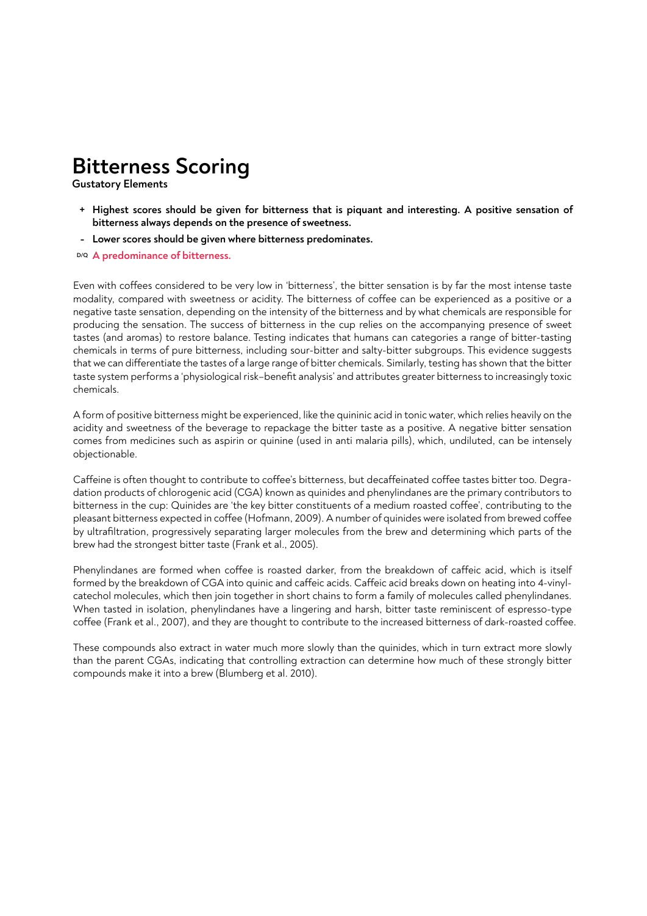# Bitterness Scoring

**Gustatory Elements**

- **+ Highest scores should be given for bitterness that is piquant and interesting. A positive sensation of bitterness always depends on the presence of sweetness.**
- **- Lower scores should be given where bitterness predominates.**
- **D/Q A predominance of bitterness.**

Even with coffees considered to be very low in 'bitterness', the bitter sensation is by far the most intense taste modality, compared with sweetness or acidity. The bitterness of coffee can be experienced as a positive or a negative taste sensation, depending on the intensity of the bitterness and by what chemicals are responsible for producing the sensation. The success of bitterness in the cup relies on the accompanying presence of sweet tastes (and aromas) to restore balance. Testing indicates that humans can categories a range of bitter-tasting chemicals in terms of pure bitterness, including sour-bitter and salty-bitter subgroups. This evidence suggests that we can differentiate the tastes of a large range of bitter chemicals. Similarly, testing has shown that the bitter taste system performs a 'physiological risk–benefit analysis' and attributes greater bitterness to increasingly toxic chemicals.

A form of positive bitterness might be experienced, like the quininic acid in tonic water, which relies heavily on the acidity and sweetness of the beverage to repackage the bitter taste as a positive. A negative bitter sensation comes from medicines such as aspirin or quinine (used in anti malaria pills), which, undiluted, can be intensely objectionable.

Caffeine is often thought to contribute to coffee's bitterness, but decaffeinated coffee tastes bitter too. Degradation products of chlorogenic acid (CGA) known as quinides and phenylindanes are the primary contributors to bitterness in the cup: Quinides are 'the key bitter constituents of a medium roasted coffee', contributing to the pleasant bitterness expected in coffee (Hofmann, 2009). A number of quinides were isolated from brewed coffee by ultrafiltration, progressively separating larger molecules from the brew and determining which parts of the brew had the strongest bitter taste (Frank et al., 2005).

Phenylindanes are formed when coffee is roasted darker, from the breakdown of caffeic acid, which is itself formed by the breakdown of CGA into quinic and caffeic acids. Caffeic acid breaks down on heating into 4-vinylcatechol molecules, which then join together in short chains to form a family of molecules called phenylindanes. When tasted in isolation, phenylindanes have a lingering and harsh, bitter taste reminiscent of espresso-type coffee (Frank et al., 2007), and they are thought to contribute to the increased bitterness of dark-roasted coffee.

These compounds also extract in water much more slowly than the quinides, which in turn extract more slowly than the parent CGAs, indicating that controlling extraction can determine how much of these strongly bitter compounds make it into a brew (Blumberg et al. 2010).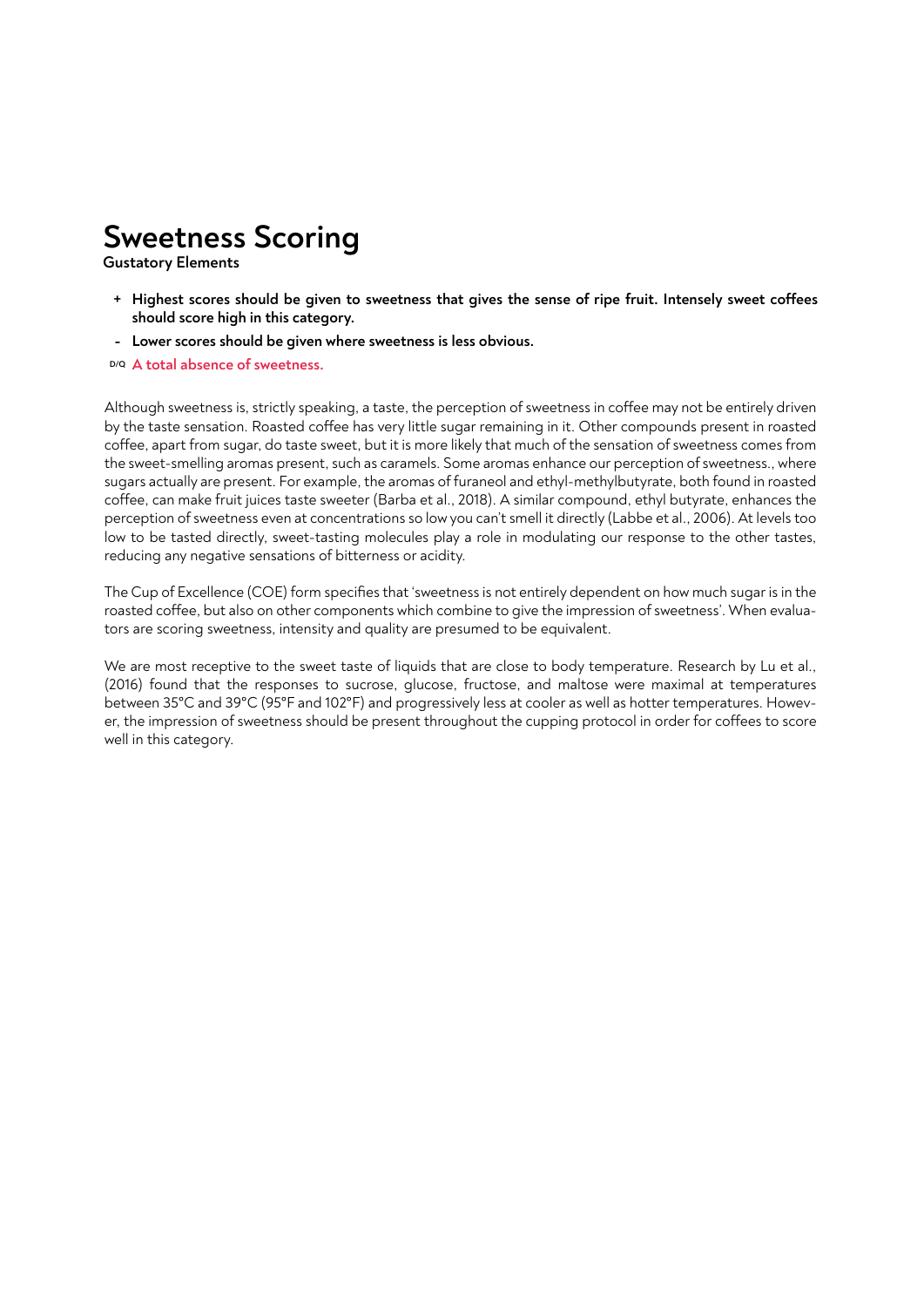# Sweetness Scoring

**Gustatory Elements**

- **+ Highest scores should be given to sweetness that gives the sense of ripe fruit. Intensely sweet coffees should score high in this category.**
- **- Lower scores should be given where sweetness is less obvious.**
- D/Q **A total absence of sweetness.**

Although sweetness is, strictly speaking, a taste, the perception of sweetness in coffee may not be entirely driven by the taste sensation. Roasted coffee has very little sugar remaining in it. Other compounds present in roasted coffee, apart from sugar, do taste sweet, but it is more likely that much of the sensation of sweetness comes from the sweet-smelling aromas present, such as caramels. Some aromas enhance our perception of sweetness., where sugars actually are present. For example, the aromas of furaneol and ethyl-methlbutyrate, both found in roasted coffee, can make fruit juices taste sweeter (Barba et al., 2018). A similar compound, ethyl butyrate, enhances the perception of sweetness even at concentrations so low you can't smell it directly (Labbe et al., 2006). At levels too low to be tasted directly, sweet-tasting molecules play a role in modulating our response to the other tastes, reducing any negative sensations of bitterness or acidity.

The Cup of Excellence (COE) form specifies that 'sweetness is not entirely dependent on how much sugar is in the roasted coffee, but also on other components which combine to give the impression of sweetness'. When evaluators are scoring sweetness, intensity and quality are presumed to be equivalent.

We are most receptive to the sweet taste of liquids that are close to body temperature. Research by Lu et al., (2016) found that the responses to sucrose, glucose, fructose, and maltose were maximal at temperatures between 35°C and 39°C (95°F and 102°F) and progressively less at cooler as well as hotter temperatures. However, the impression of sweetness should be present throughout the cupping protocol in order for coffees to score well in this category.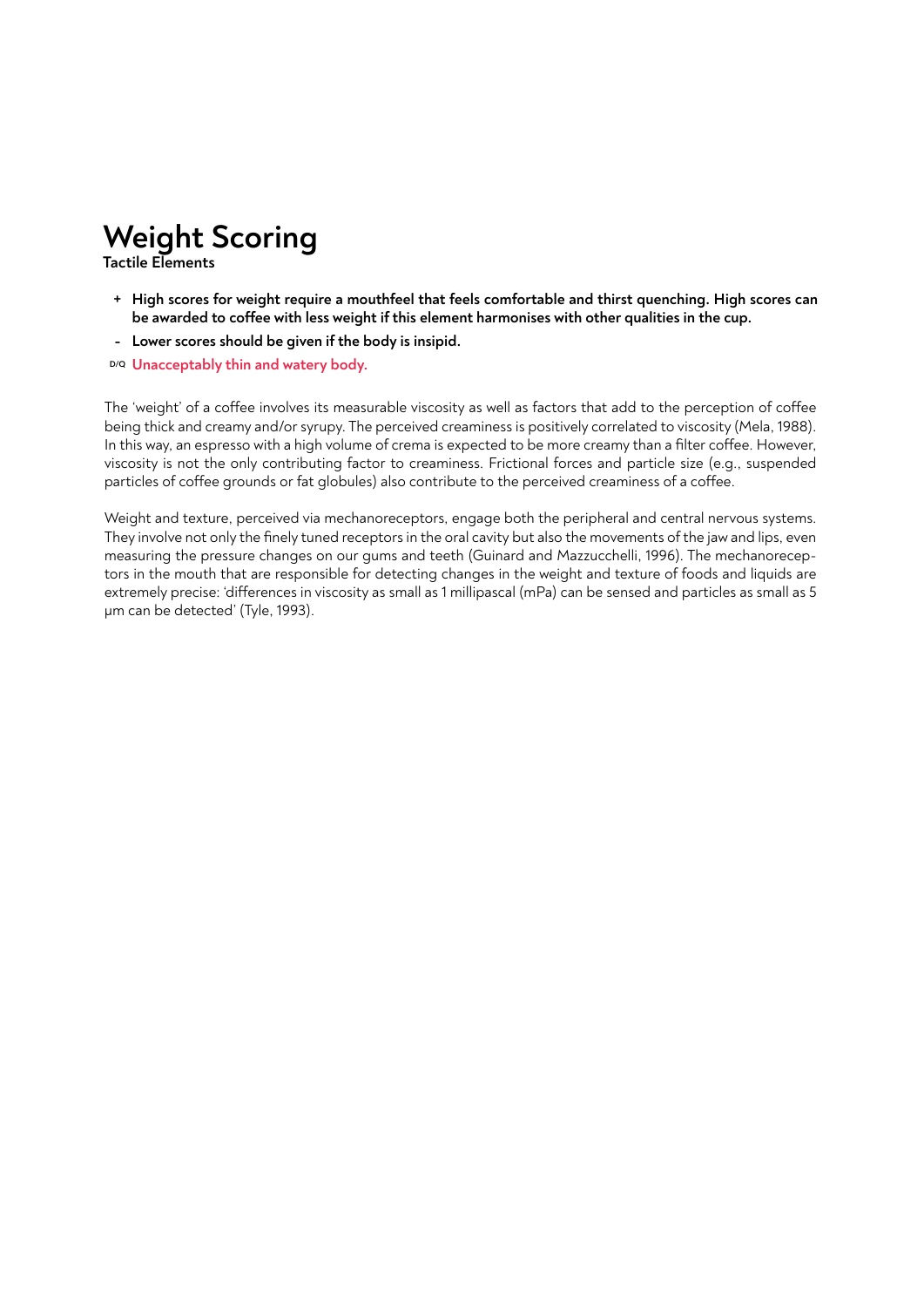# Weight Scoring

**Tactile Elements**

- **+ High scores for weight require a mouthfeel that feels comfortable and thirst quenching. High scores can be awarded to coffee with less weight if this element harmonises with other qualities in the cup.**
- **- Lower scores should be given if the body is insipid.**
- D/Q **Unacceptably thin and watery body.**

The 'weight' of a coffee involves its measurable viscosity as well as factors that add to the perception of coffee being thick and creamy and/or syrupy. The perceived creaminess is positively correlated to viscosity (Mela, 1988). In this way, an espresso with a high volume of crema is expected to be more creamy than a filter coffee. However, viscosity is not the only contributing factor to creaminess. Frictional forces and particle size (e.g., suspended particles of coffee grounds or fat globules) also contribute to the perceived creaminess of a coffee.

Weight and texture, perceived via mechanoreceptors, engage both the peripheral and central nervous systems. They involve not only the finely tuned receptors in the oral cavity but also the movements of the jaw and lips, even measuring the pressure changes on our gums and teeth (Guinard and Mazzucchelli, 1996). The mechanoreceptors in the mouth that are responsible for detecting changes in the weight and texture of foods and liquids are extremely precise: 'differences in viscosity as small as 1 millipascal (mPa) can be sensed and particles as small as 5 μm can be detected' (Tyle, 1993).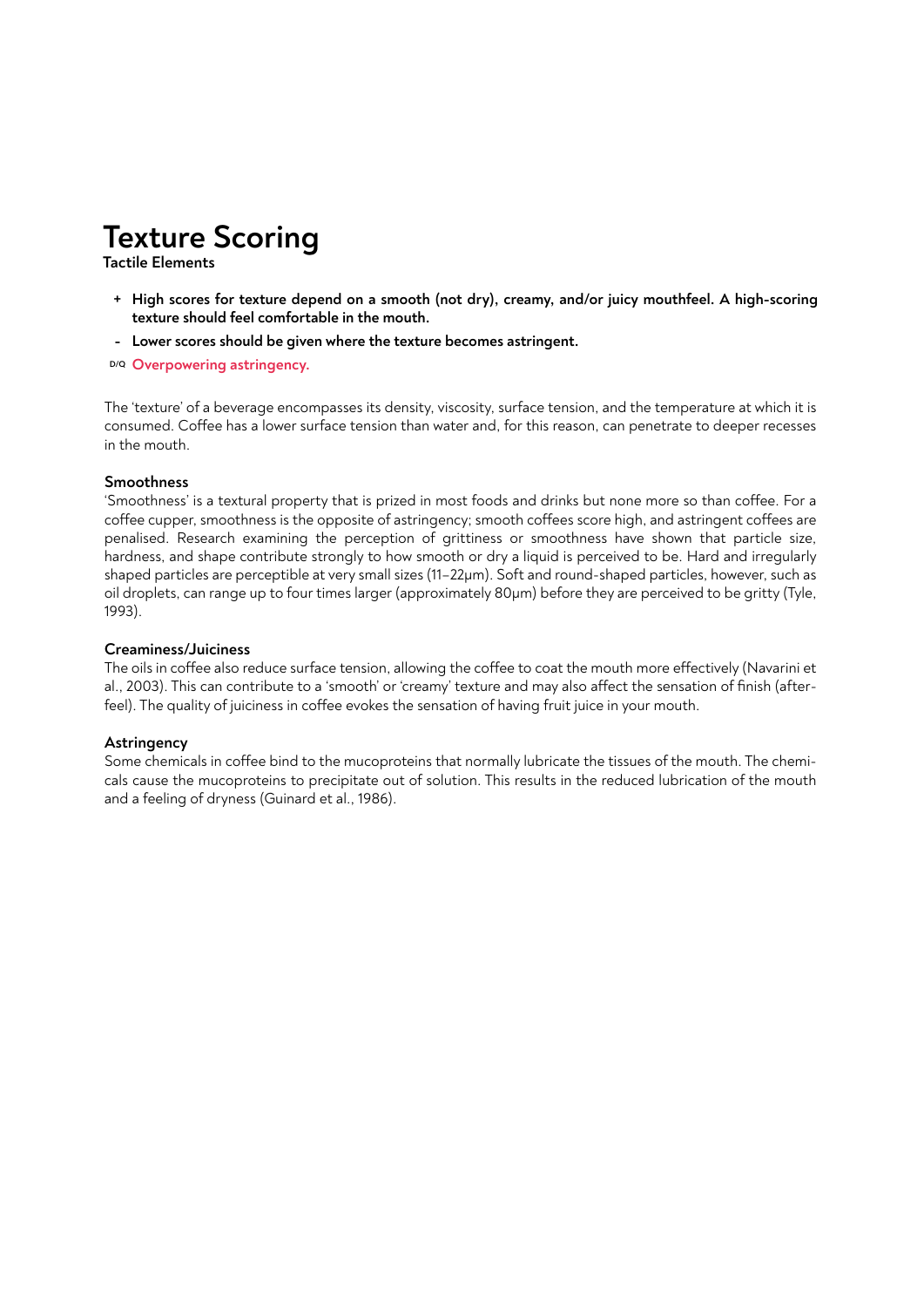# Texture Scoring

**Tactile Elements**

- **+ High scores for texture depend on a smooth (not dry), creamy, and/or juicy mouthfeel. A high-scoring texture should feel comfortable in the mouth.**
- **- Lower scores should be given where the texture becomes astringent.**
- D/Q **Overpowering astringency.**

The 'texture' of a beverage encompasses its density, viscosity, surface tension, and the temperature at which it is consumed. Coffee has a lower surface tension than water and, for this reason, can penetrate to deeper recesses in the mouth.

### Smoothness

'Smoothness' is a textural property that is prized in most foods and drinks but none more so than coffee. For a coffee cupper, smoothness is the opposite of astringency; smooth coffees score high, and astringent coffees are penalised. Research examining the perception of grittiness or smoothness have shown that particle size, hardness, and shape contribute strongly to how smooth or dry a liquid is perceived to be. Hard and irregularly shaped particles are perceptible at very small sizes (11–22µm). Soft and round-shaped particles, however, such as oil droplets, can range up to four times larger (approximately 80µm) before they are perceived to be gritty (Tyle, 1993).

### Creaminess/Juiciness

The oils in coffee also reduce surface tension, allowing the coffee to coat the mouth more effectively (Navarini et al., 2003). This can contribute to a 'smooth' or 'creamy' texture and may also affect the sensation of finish (after-feel). The quality of juiciness in coffee evokes the sensation of having fruit juice in your mouth.

### Astringency

Some chemicals in coffee bind to the mucoproteins that normally lubricate the tissues of the mouth. The chemicals cause the mucoproteins to precipitate out of solution. This results in the reduced lubrication of the mouth and a feeling of dryness (Guinard et al., 1986).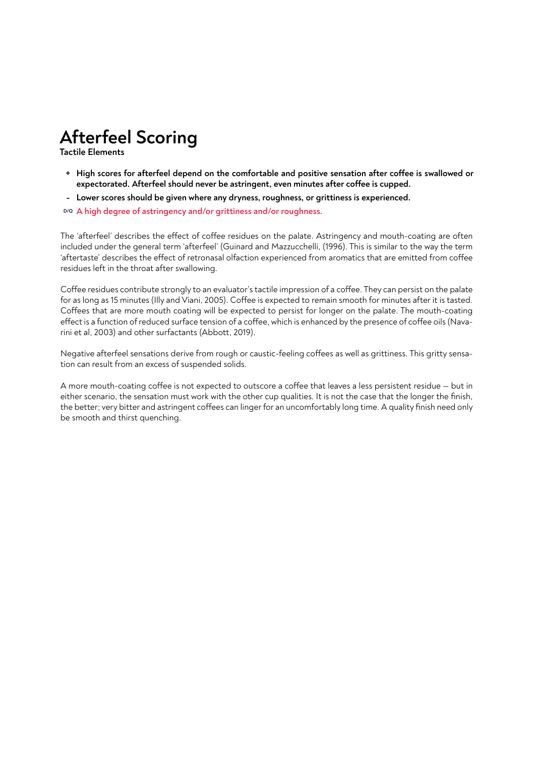# Afterfeel Scoring

**Tactile Elements**

- \+ **High scores for afterfeel depend on the comfortable and positive sensation after coffee is swallowed or expectorated. Afterfeel should never be astringent, even minutes after coffee is cupped.**
- \- **Lower scores should be given where any dryness, roughness, or grittiness is experienced.**
- D/Q **A high degree of astringency and/or grittiness and/or roughness.**

The 'afterfeel' describes the effect of coffee residues on the palate. Astringency and mouth-coating are often included under the general term 'afterfeel' (Guinard and Mazzucchelli, (1996). This is similar to the way the term 'aftertaste' describes the effect of retronasal olfaction experienced from aromatics that are emitted from coffee residues left in the throat after swallowing.

Coffee residues contribute strongly to an evaluator's tactile impression of a coffee. They can persist on the palate for as long as 15 minutes (Illy and Viani, 2005). Coffee is expected to remain smooth for minutes after it is tasted. Coffees that are more mouth coating will be expected to persist for longer on the palate. The mouth-coating effect is a function of reduced surface tension of a coffee, which is enhanced by the presence of coffee oils (Navarini et al, 2003) and other surfactants (Abbott, 2019).

Negative afterfeel sensations derive from rough or caustic-feeling coffees as well as grittiness. This gritty sensation can result from an excess of suspended solids.

A more mouth-coating coffee is not expected to outscore a coffee that leaves a less persistent residue – but in either scenario, the sensation must work with the other cup qualities. It is not the case that the longer the finish, the better; very bitter and astringent coffees can linger for an uncomfortably long time. A quality finish need only be smooth and thirst quenching.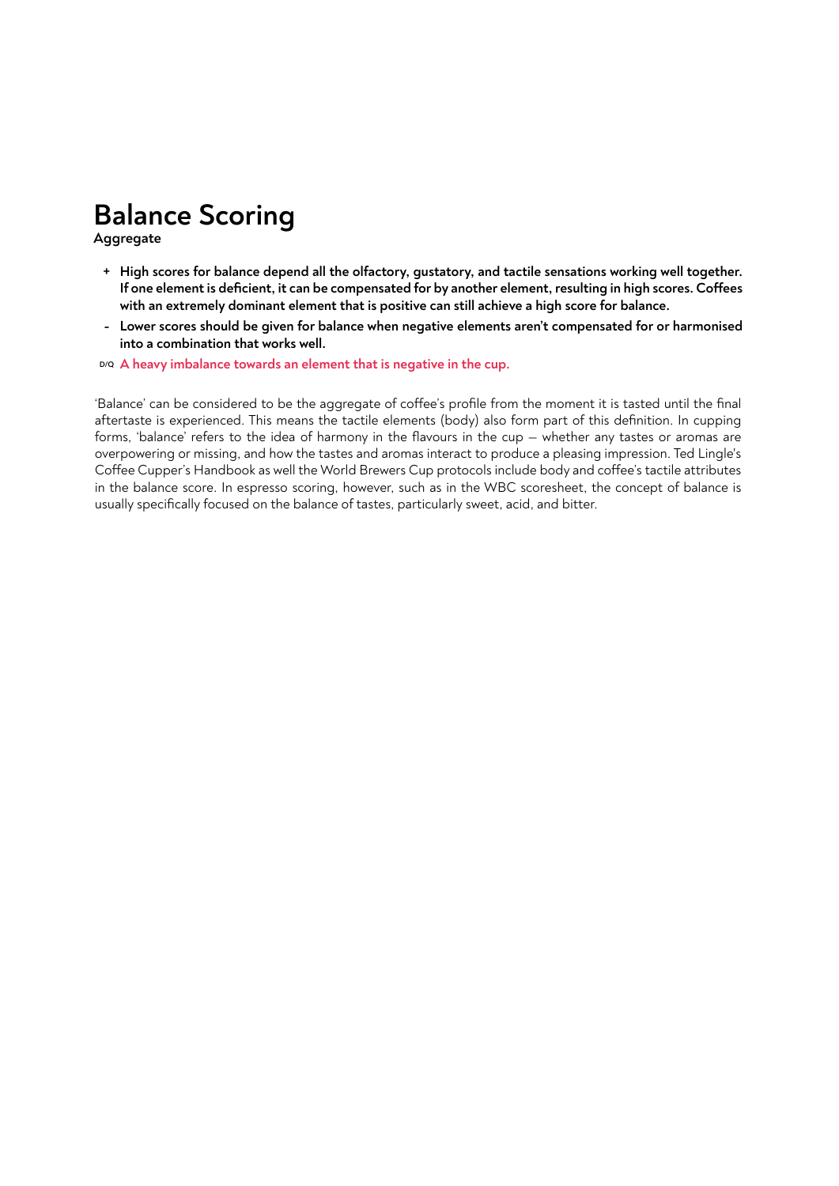# Balance Scoring

**Aggregate**

- **+** **High scores for balance depend all the olfactory, gustatory, and tactile sensations working well together. If one element is deficient, it can be compensated for by another element, resulting in high scores. Coffees with an extremely dominant element that is positive can still achieve a high score for balance.**
- **-** **Lower scores should be given for balance when negative elements aren't compensated for or harmonised into a combination that works well.**
- D/Q **A heavy imbalance towards an element that is negative in the cup.**

'Balance' can be considered to be the aggregate of coffee's profile from the moment it is tasted until the final aftertaste is experienced. This means the tactile elements (body) also form part of this definition. In cupping forms, 'balance' refers to the idea of harmony in the flavours in the cup – whether any tastes or aromas are overpowering or missing, and how the tastes and aromas interact to produce a pleasing impression. Ted Lingle's Coffee Cupper's Handbook as well the World Brewers Cup protocols include body and coffee's tactile attributes in the balance score. In espresso scoring, however, such as in the WBC scoresheet, the concept of balance is usually specifically focused on the balance of tastes, particularly sweet, acid, and bitter.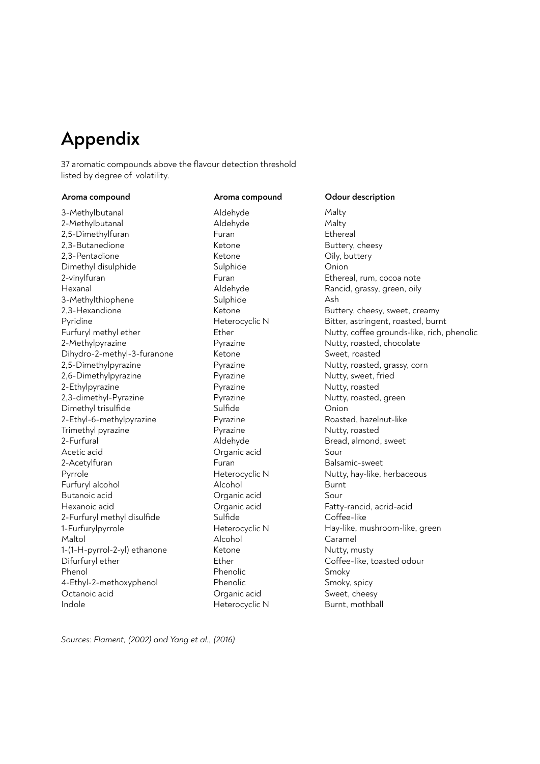# Appendix

37 aromatic compounds above the flavour detection threshold listed by degree of volatility.

| Aroma compound | Aroma compound | Odour description |
|---|---|---|
| 3-Methylbutanal | Aldehyde | Malty |
| 2-Methylbutanal | Aldehyde | Malty |
| 2,5-Dimethylfuran | Furan | Ethereal |
| 2,3-Butanedione | Ketone | Buttery, cheesy |
| 2,3-Pentadione | Ketone | Oily, buttery |
| Dimethyl disulphide | Sulphide | Onion |
| 2-vinylfuran | Furan | Ethereal, rum, cocoa note |
| Hexanal | Aldehyde | Rancid, grassy, green, oily |
| 3-Methylthiophene | Sulphide | Ash |
| 2,3-Hexandione | Ketone | Buttery, cheesy, sweet, creamy |
| Pyridine | Heterocyclic N | Bitter, astringent, roasted, burnt |
| Furfuryl methyl ether | Ether | Nutty, coffee grounds-like, rich, phenolic |
| 2-Methylpyrazine | Pyrazine | Nutty, roasted, chocolate |
| Dihydro-2-methyl-3-furanone | Ketone | Sweet, roasted |
| 2,5-Dimethylpyrazine | Pyrazine | Nutty, roasted, grassy, corn |
| 2,6-Dimethylpyrazine | Pyrazine | Nutty, sweet, fried |
| 2-Ethylpyrazine | Pyrazine | Nutty, roasted |
| 2,3-dimethyl-Pyrazine | Pyrazine | Nutty, roasted, green |
| Dimethyl trisulfide | Sulfide | Onion |
| 2-Ethyl-6-methylpyrazine | Pyrazine | Roasted, hazelnut-like |
| Trimethyl pyrazine | Pyrazine | Nutty, roasted |
| 2-Furfural | Aldehyde | Bread, almond, sweet |
| Acetic acid | Organic acid | Sour |
| 2-Acetylfuran | Furan | Balsamic-sweet |
| Pyrrole | Heterocyclic N | Nutty, hay-like, herbaceous |
| Furfuryl alcohol | Alcohol | Burnt |
| Butanoic acid | Organic acid | Sour |
| Hexanoic acid | Organic acid | Fatty-rancid, acrid-acid |
| 2-Furfuryl methyl disulfide | Sulfide | Coffee-like |
| 1-Furfurylpyrrole | Heterocyclic N | Hay-like, mushroom-like, green |
| Maltol | Alcohol | Caramel |
| 1-(1-H-pyrrol-2-yl) ethanone | Ketone | Nutty, musty |
| Difurfuryl ether | Ether | Coffee-like, toasted odour |
| Phenol | Phenolic | Smoky |
| 4-Ethyl-2-methoxyphenol | Phenolic | Smoky, spicy |
| Octanoic acid | Organic acid | Sweet, cheesy |
| Indole | Heterocyclic N | Burnt, mothball |

*Sources: Flament, (2002) and Yang et al., (2016)*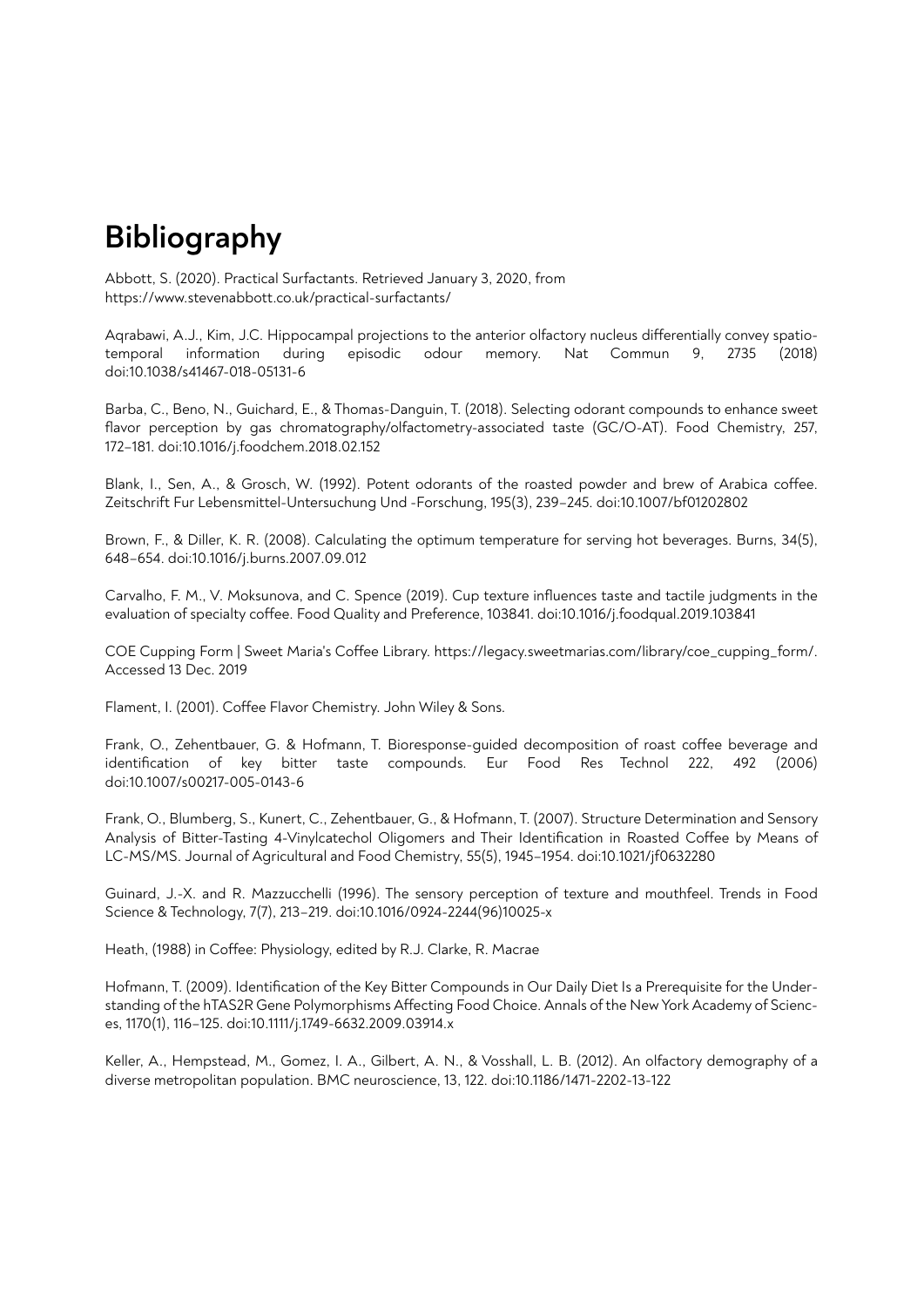# Bibliography

Abbott, S. (2020). Practical Surfactants. Retrieved January 3, 2020, from https://www.stevenabbott.co.uk/practical-surfactants/

Aqrabawi, A.J., Kim, J.C. Hippocampal projections to the anterior olfactory nucleus differentially convey spatiotemporal information during episodic odour memory. Nat Commun 9, 2735 (2018) doi:10.1038/s41467-018-05131-6

Barba, C., Beno, N., Guichard, E., & Thomas-Danguin, T. (2018). Selecting odorant compounds to enhance sweet flavor perception by gas chromatography/olfactometry-associated taste (GC/O-AT). Food Chemistry, 257, 172–181. doi:10.1016/j.foodchem.2018.02.152

Blank, I., Sen, A., & Grosch, W. (1992). Potent odorants of the roasted powder and brew of Arabica coffee. Zeitschrift Fur Lebensmittel-Untersuchung Und -Forschung, 195(3), 239–245. doi:10.1007/bf01202802

Brown, F., & Diller, K. R. (2008). Calculating the optimum temperature for serving hot beverages. Burns, 34(5), 648–654. doi:10.1016/j.burns.2007.09.012

Carvalho, F. M., V. Moksunova, and C. Spence (2019). Cup texture influences taste and tactile judgments in the evaluation of specialty coffee. Food Quality and Preference, 103841. doi:10.1016/j.foodqual.2019.103841

COE Cupping Form | Sweet Maria's Coffee Library. https://legacy.sweetmarias.com/library/coe_cupping_form/. Accessed 13 Dec. 2019

Flament, I. (2001). Coffee Flavor Chemistry. John Wiley & Sons.

Frank, O., Zehentbauer, G. & Hofmann, T. Bioresponse-guided decomposition of roast coffee beverage and identification of key bitter taste compounds. Eur Food Res Technol 222, 492 (2006) doi:10.1007/s00217-005-0143-6

Frank, O., Blumberg, S., Kunert, C., Zehentbauer, G., & Hofmann, T. (2007). Structure Determination and Sensory Analysis of Bitter-Tasting 4-Vinylcatechol Oligomers and Their Identification in Roasted Coffee by Means of LC-MS/MS. Journal of Agricultural and Food Chemistry, 55(5), 1945–1954. doi:10.1021/jf0632280

Guinard, J.-X. and R. Mazzucchelli (1996). The sensory perception of texture and mouthfeel. Trends in Food Science & Technology, 7(7), 213–219. doi:10.1016/0924-2244(96)10025-x

Heath, (1988) in Coffee: Physiology, edited by R.J. Clarke, R. Macrae

Hofmann, T. (2009). Identification of the Key Bitter Compounds in Our Daily Diet Is a Prerequisite for the Understanding of the hTAS2R Gene Polymorphisms Affecting Food Choice. Annals of the New York Academy of Sciences, 1170(1), 116–125. doi:10.1111/j.1749-6632.2009.03914.x

Keller, A., Hempstead, M., Gomez, I. A., Gilbert, A. N., & Vosshall, L. B. (2012). An olfactory demography of a diverse metropolitan population. BMC neuroscience, 13, 122. doi:10.1186/1471-2202-13-122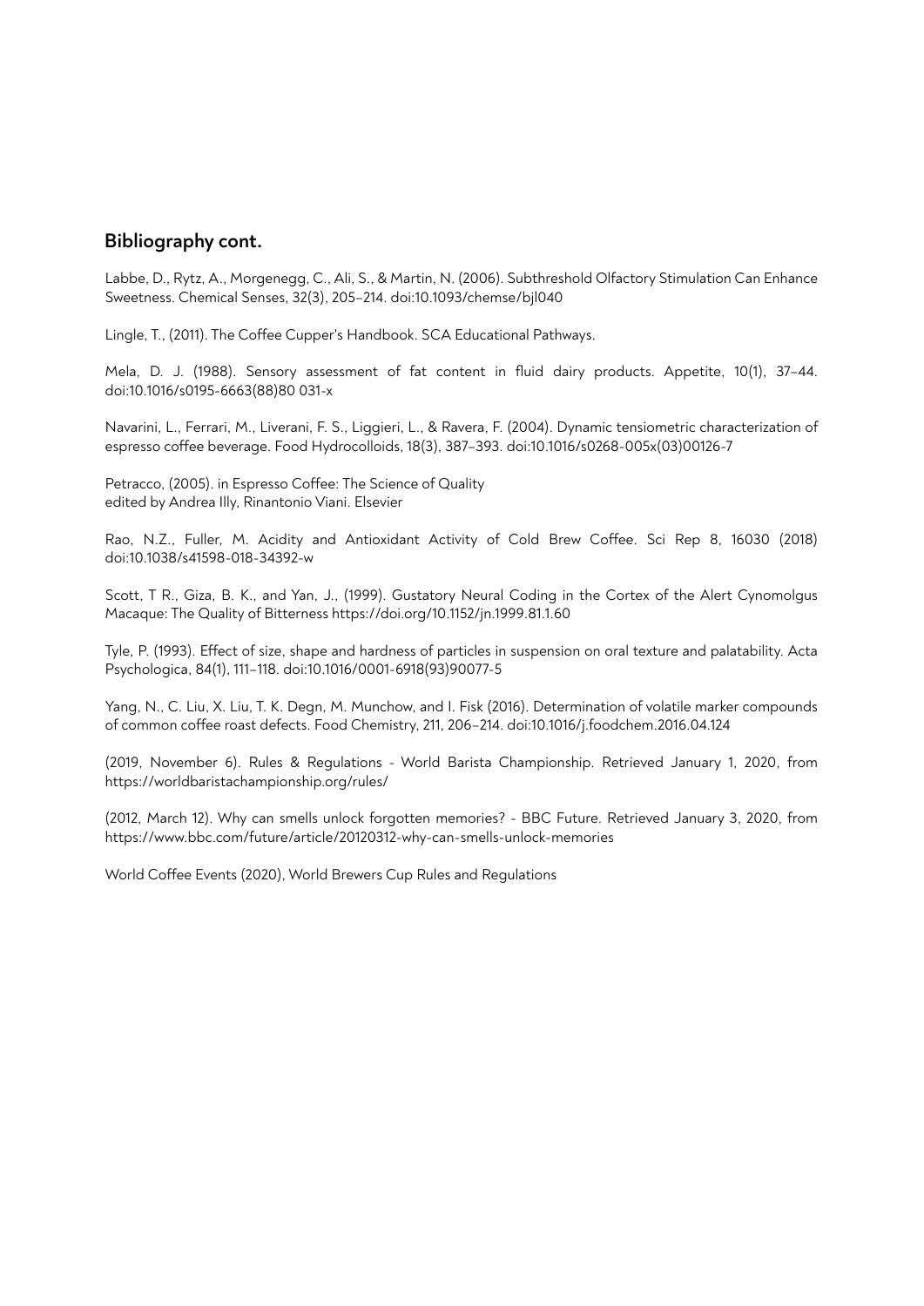## Bibliography cont.

Labbe, D., Rytz, A., Morgenegg, C., Ali, S., & Martin, N. (2006). Subthreshold Olfactory Stimulation Can Enhance Sweetness. Chemical Senses, 32(3), 205–214. doi:10.1093/chemse/bjl040

Lingle, T., (2011). The Coffee Cupper's Handbook. SCA Educational Pathways.

Mela, D. J. (1988). Sensory assessment of fat content in fluid dairy products. Appetite, 10(1), 37–44. doi:10.1016/s0195-6663(88)80 031-x

Navarini, L., Ferrari, M., Liverani, F. S., Liggieri, L., & Ravera, F. (2004). Dynamic tensiometric characterization of espresso coffee beverage. Food Hydrocolloids, 18(3), 387–393. doi:10.1016/s0268-005x(03)00126-7

Petracco, (2005). in Espresso Coffee: The Science of Quality
edited by Andrea Illy, Rinantonio Viani. Elsevier

Rao, N.Z., Fuller, M. Acidity and Antioxidant Activity of Cold Brew Coffee. Sci Rep 8, 16030 (2018) doi:10.1038/s41598-018-34392-w

Scott, T R., Giza, B. K., and Yan, J., (1999). Gustatory Neural Coding in the Cortex of the Alert Cynomolgus Macaque: The Quality of Bitterness https://doi.org/10.1152/jn.1999.81.1.60

Tyle, P. (1993). Effect of size, shape and hardness of particles in suspension on oral texture and palatability. Acta Psychologica, 84(1), 111–118. doi:10.1016/0001-6918(93)90077-5

Yang, N., C. Liu, X. Liu, T. K. Degn, M. Munchow, and I. Fisk (2016). Determination of volatile marker compounds of common coffee roast defects. Food Chemistry, 211, 206–214. doi:10.1016/j.foodchem.2016.04.124

(2019, November 6). Rules & Regulations - World Barista Championship. Retrieved January 1, 2020, from https://worldbaristachampionship.org/rules/

(2012, March 12). Why can smells unlock forgotten memories? - BBC Future. Retrieved January 3, 2020, from https://www.bbc.com/future/article/20120312-why-can-smells-unlock-memories

World Coffee Events (2020), World Brewers Cup Rules and Regulations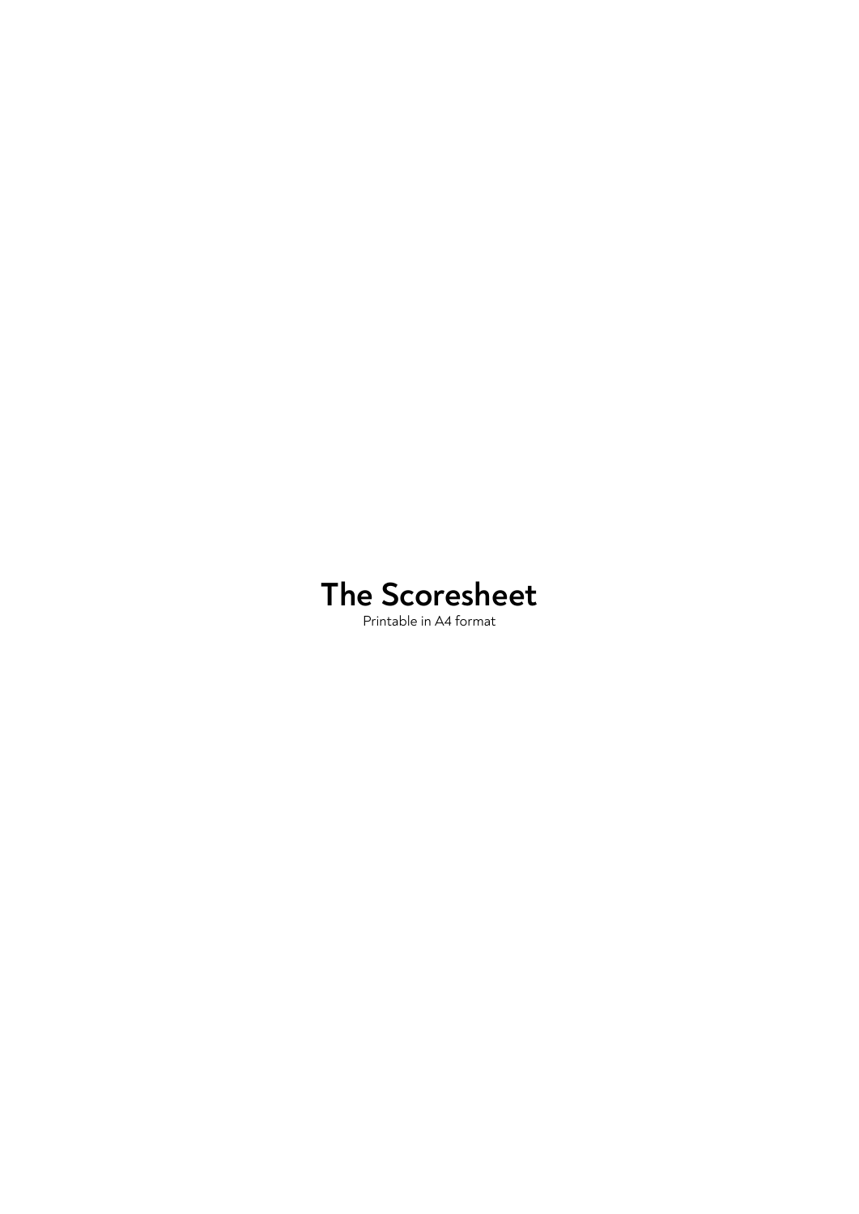# The Scoresheet

Printable in A4 format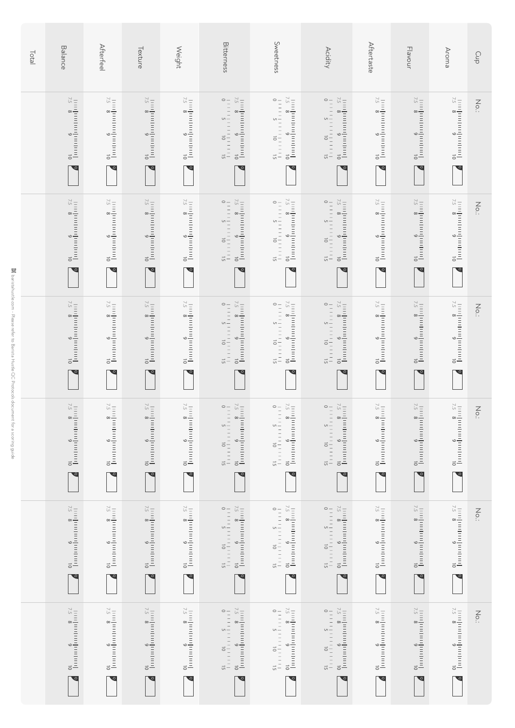| Cup | No.: | No.: | No.: | No.: | No.: | No.: |
|---|---|---|---|---|---|---|
| Aroma | 7.5 8 9 10 | 7.5 8 9 10 | 7.5 8 9 10 | 7.5 8 9 10 | 7.5 8 9 10 | 7.5 8 9 10 |
| Flavour | 7.5 8 9 10 | 7.5 8 9 10 | 7.5 8 9 10 | 7.5 8 9 10 | 7.5 8 9 10 | 7.5 8 9 10 |
| Aftertaste | 7.5 8 9 10 | 7.5 8 9 10 | 7.5 8 9 10 | 7.5 8 9 10 | 7.5 8 9 10 | 7.5 8 9 10 |
| Acidity | 7.5 8 9 10 / 0 5 10 15 | 7.5 8 9 10 / 0 5 10 15 | 7.5 8 9 10 / 0 5 10 15 | 7.5 8 9 10 / 0 5 10 15 | 7.5 8 9 10 / 0 5 10 15 | 7.5 8 9 10 / 0 5 10 15 |
| Sweetness | 7.5 8 9 10 / 0 5 10 15 | 7.5 8 9 10 / 0 5 10 15 | 7.5 8 9 10 / 0 5 10 15 | 7.5 8 9 10 / 0 5 10 15 | 7.5 8 9 10 / 0 5 10 15 | 7.5 8 9 10 / 0 5 10 15 |
| Bitterness | 7.5 8 9 10 / 0 5 10 15 | 7.5 8 9 10 / 0 5 10 15 | 7.5 8 9 10 / 0 5 10 15 | 7.5 8 9 10 / 0 5 10 15 | 7.5 8 9 10 / 0 5 10 15 | 7.5 8 9 10 / 0 5 10 15 |
| Weight | 7.5 8 9 10 | 7.5 8 9 10 | 7.5 8 9 10 | 7.5 8 9 10 | 7.5 8 9 10 | 7.5 8 9 10 |
| Texture | 7.5 8 9 10 | 7.5 8 9 10 | 7.5 8 9 10 | 7.5 8 9 10 | 7.5 8 9 10 | 7.5 8 9 10 |
| Afterfeel | 7.5 8 9 10 | 7.5 8 9 10 | 7.5 8 9 10 | 7.5 8 9 10 | 7.5 8 9 10 | 7.5 8 9 10 |
| Balance | 7.5 8 9 10 | 7.5 8 9 10 | 7.5 8 9 10 | 7.5 8 9 10 | 7.5 8 9 10 | 7.5 8 9 10 |
| Total | | | | | | |

baristahustle.com - Please refer to Barista Hustle QC Protocols document for a scoring guide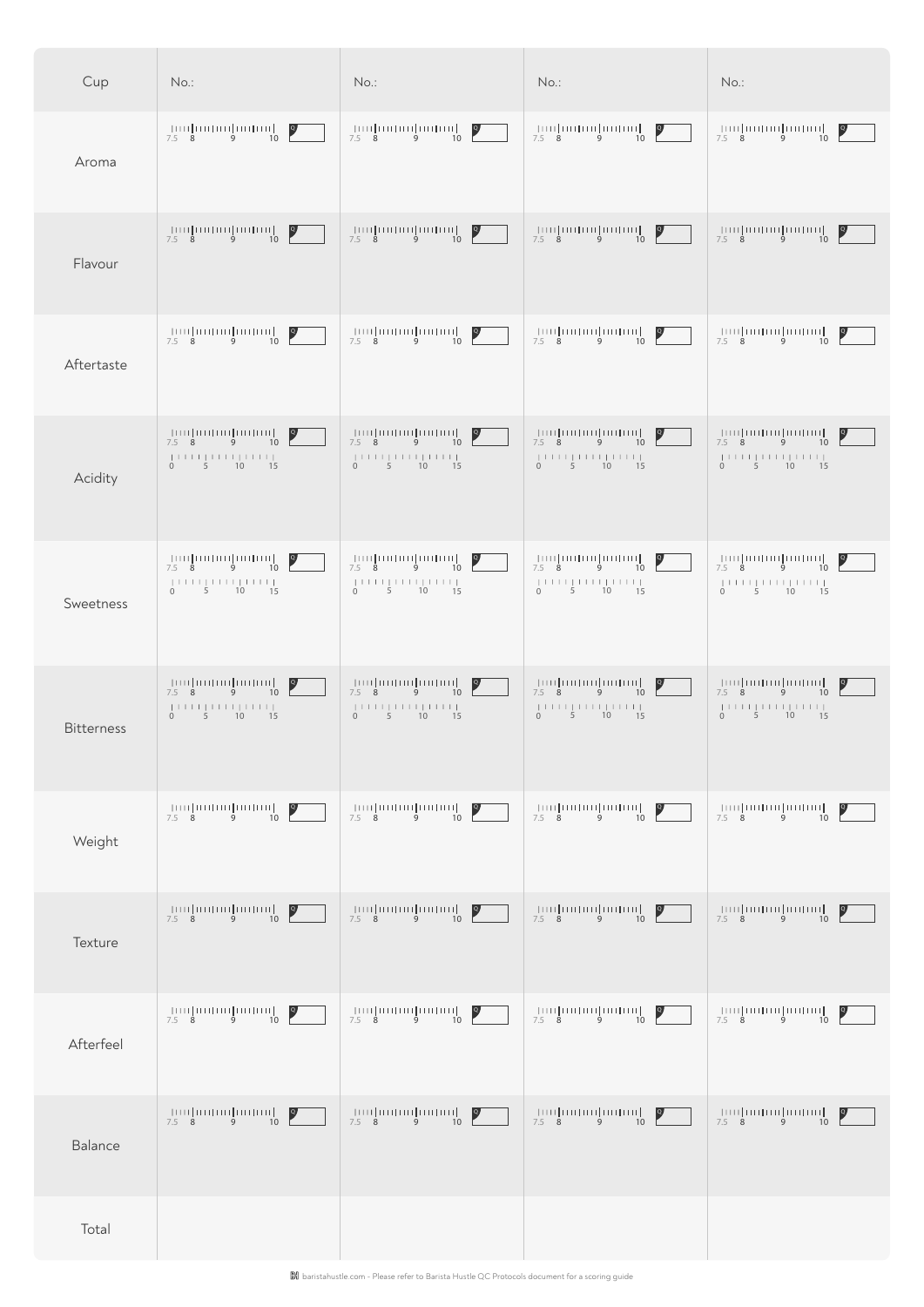| Cup | No.: | No.: | No.: | No.: |
|---|---|---|---|---|
| Aroma | 7.5 8 9 10 | 7.5 8 9 10 | 7.5 8 9 10 | 7.5 8 9 10 |
| Flavour | 7.5 8 9 10 | 7.5 8 9 10 | 7.5 8 9 10 | 7.5 8 9 10 |
| Aftertaste | 7.5 8 9 10 | 7.5 8 9 10 | 7.5 8 9 10 | 7.5 8 9 10 |
| Acidity | 7.5 8 9 10 / 0 5 10 15 | 7.5 8 9 10 / 0 5 10 15 | 7.5 8 9 10 / 0 5 10 15 | 7.5 8 9 10 / 0 5 10 15 |
| Sweetness | 7.5 8 9 10 / 0 5 10 15 | 7.5 8 9 10 / 0 5 10 15 | 7.5 8 9 10 / 0 5 10 15 | 7.5 8 9 10 / 0 5 10 15 |
| Bitterness | 7.5 8 9 10 / 0 5 10 15 | 7.5 8 9 10 / 0 5 10 15 | 7.5 8 9 10 / 0 5 10 15 | 7.5 8 9 10 / 0 5 10 15 |
| Weight | 7.5 8 9 10 | 7.5 8 9 10 | 7.5 8 9 10 | 7.5 8 9 10 |
| Texture | 7.5 8 9 10 | 7.5 8 9 10 | 7.5 8 9 10 | 7.5 8 9 10 |
| Afterfeel | 7.5 8 9 10 | 7.5 8 9 10 | 7.5 8 9 10 | 7.5 8 9 10 |
| Balance | 7.5 8 9 10 | 7.5 8 9 10 | 7.5 8 9 10 | 7.5 8 9 10 |
| Total | | | | |

baristahustle.com - Please refer to Barista Hustle QC Protocols document for a scoring guide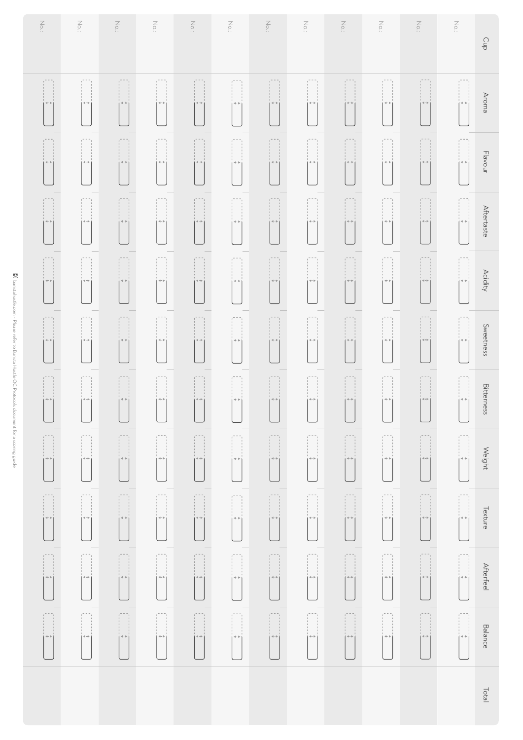| Cup | Aroma | Flavour | Aftertaste | Acidity | Sweetness | Bitterness | Weight | Texture | Afterfeel | Balance | Total |
|---|---|---|---|---|---|---|---|---|---|---|---|
| No.: | | | | | | | | | | | |
| No.: | | | | | | | | | | | |
| No.: | | | | | | | | | | | |
| No.: | | | | | | | | | | | |
| No.: | | | | | | | | | | | |
| No.: | | | | | | | | | | | |
| No.: | | | | | | | | | | | |
| No.: | | | | | | | | | | | |
| No.: | | | | | | | | | | | |
| No.: | | | | | | | | | | | |
| No.: | | | | | | | | | | | |
| No.: | | | | | | | | | | | |

baristahustle.com · Please refer to Barista Hustle QC Protocols document for a scoring guide